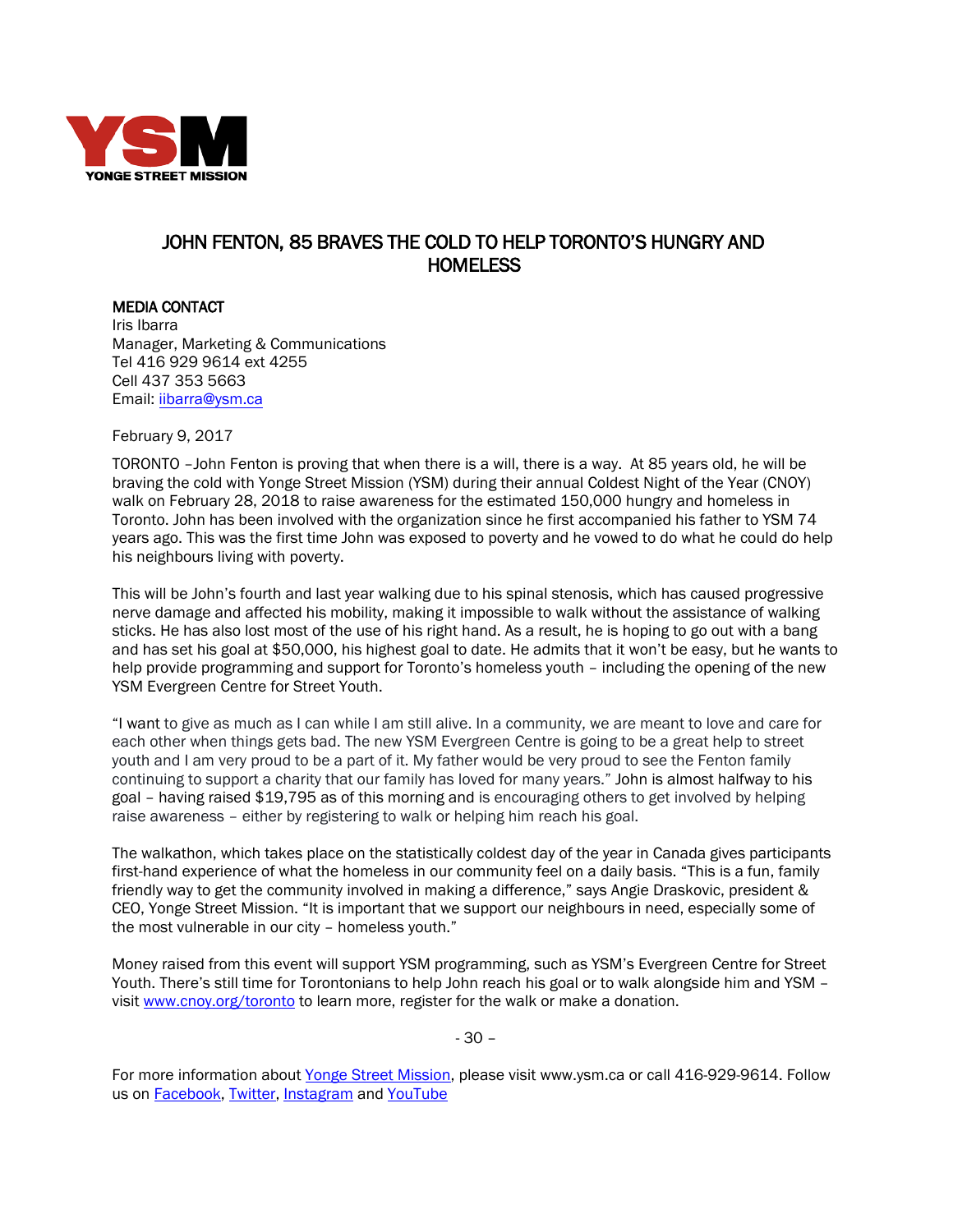YSM
YONGE STREET MISSION

# JOHN FENTON, 85 BRAVES THE COLD TO HELP TORONTO'S HUNGRY AND HOMELESS

**MEDIA CONTACT**
Iris Ibarra
Manager, Marketing & Communications
Tel 416 929 9614 ext 4255
Cell 437 353 5663
Email: [iibarra@ysm.ca](mailto:iibarra@ysm.ca)

February 9, 2017

TORONTO –John Fenton is proving that when there is a will, there is a way. At 85 years old, he will be braving the cold with Yonge Street Mission (YSM) during their annual Coldest Night of the Year (CNOY) walk on February 28, 2018 to raise awareness for the estimated 150,000 hungry and homeless in Toronto. John has been involved with the organization since he first accompanied his father to YSM 74 years ago. This was the first time John was exposed to poverty and he vowed to do what he could do help his neighbours living with poverty.

This will be John's fourth and last year walking due to his spinal stenosis, which has caused progressive nerve damage and affected his mobility, making it impossible to walk without the assistance of walking sticks. He has also lost most of the use of his right hand. As a result, he is hoping to go out with a bang and has set his goal at $50,000, his highest goal to date. He admits that it won't be easy, but he wants to help provide programming and support for Toronto's homeless youth – including the opening of the new YSM Evergreen Centre for Street Youth.

"I want to give as much as I can while I am still alive. In a community, we are meant to love and care for each other when things gets bad. The new YSM Evergreen Centre is going to be a great help to street youth and I am very proud to be a part of it. My father would be very proud to see the Fenton family continuing to support a charity that our family has loved for many years." John is almost halfway to his goal – having raised $19,795 as of this morning and is encouraging others to get involved by helping raise awareness – either by registering to walk or helping him reach his goal.

The walkathon, which takes place on the statistically coldest day of the year in Canada gives participants first-hand experience of what the homeless in our community feel on a daily basis. "This is a fun, family friendly way to get the community involved in making a difference," says Angie Draskovic, president & CEO, Yonge Street Mission. "It is important that we support our neighbours in need, especially some of the most vulnerable in our city – homeless youth."

Money raised from this event will support YSM programming, such as YSM's Evergreen Centre for Street Youth. There's still time for Torontonians to help John reach his goal or to walk alongside him and YSM – visit [www.cnoy.org/toronto](http://www.cnoy.org/toronto) to learn more, register for the walk or make a donation.

- 30 –

For more information about [Yonge Street Mission](http://www.ysm.ca), please visit www.ysm.ca or call 416-929-9614. Follow us on [Facebook](), [Twitter](), [Instagram]() and [YouTube]()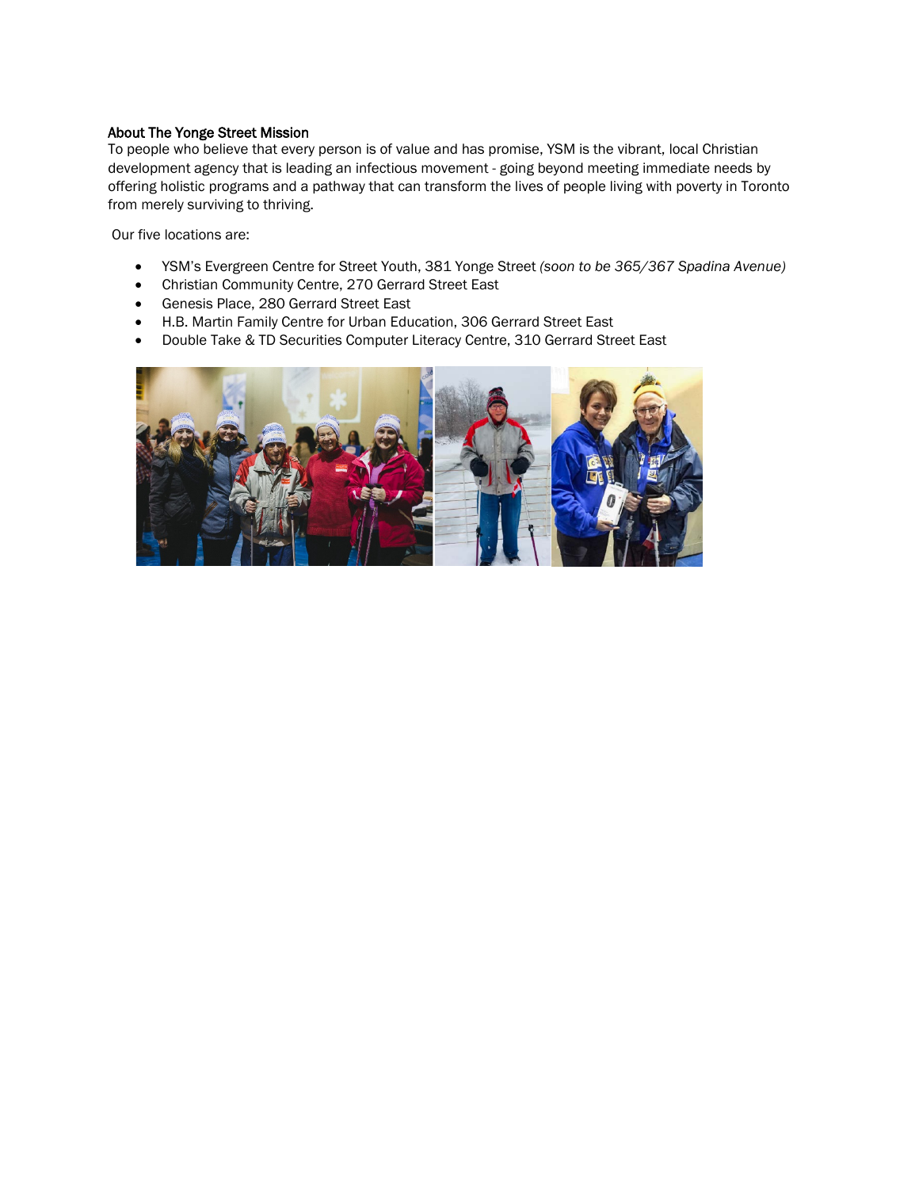**About The Yonge Street Mission**

To people who believe that every person is of value and has promise, YSM is the vibrant, local Christian development agency that is leading an infectious movement - going beyond meeting immediate needs by offering holistic programs and a pathway that can transform the lives of people living with poverty in Toronto from merely surviving to thriving.

Our five locations are:

- YSM's Evergreen Centre for Street Youth, 381 Yonge Street *(soon to be 365/367 Spadina Avenue)*
- Christian Community Centre, 270 Gerrard Street East
- Genesis Place, 280 Gerrard Street East
- H.B. Martin Family Centre for Urban Education, 306 Gerrard Street East
- Double Take & TD Securities Computer Literacy Centre, 310 Gerrard Street East